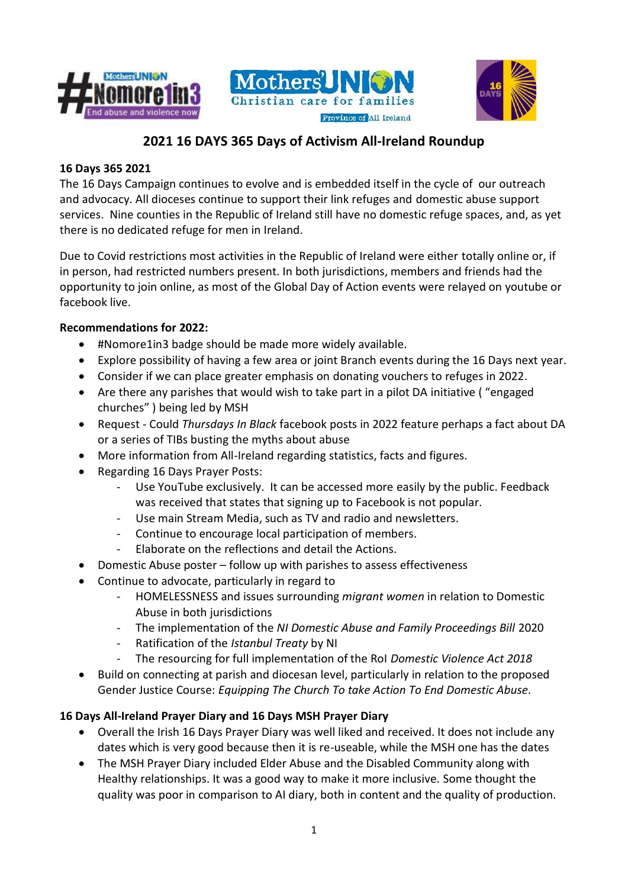# 2021 16 DAYS 365 Days of Activism All-Ireland Roundup

**16 Days 365 2021**

The 16 Days Campaign continues to evolve and is embedded itself in the cycle of our outreach and advocacy. All dioceses continue to support their link refuges and domestic abuse support services. Nine counties in the Republic of Ireland still have no domestic refuge spaces, and, as yet there is no dedicated refuge for men in Ireland.

Due to Covid restrictions most activities in the Republic of Ireland were either totally online or, if in person, had restricted numbers present. In both jurisdictions, members and friends had the opportunity to join online, as most of the Global Day of Action events were relayed on youtube or facebook live.

**Recommendations for 2022:**

- #Nomore1in3 badge should be made more widely available.
- Explore possibility of having a few area or joint Branch events during the 16 Days next year.
- Consider if we can place greater emphasis on donating vouchers to refuges in 2022.
- Are there any parishes that would wish to take part in a pilot DA initiative ( "engaged churches" ) being led by MSH
- Request - Could *Thursdays In Black* facebook posts in 2022 feature perhaps a fact about DA or a series of TIBs busting the myths about abuse
- More information from All-Ireland regarding statistics, facts and figures.
- Regarding 16 Days Prayer Posts:
  - Use YouTube exclusively. It can be accessed more easily by the public. Feedback was received that states that signing up to Facebook is not popular.
  - Use main Stream Media, such as TV and radio and newsletters.
  - Continue to encourage local participation of members.
  - Elaborate on the reflections and detail the Actions.
- Domestic Abuse poster – follow up with parishes to assess effectiveness
- Continue to advocate, particularly in regard to
  - HOMELESSNESS and issues surrounding *migrant women* in relation to Domestic Abuse in both jurisdictions
  - The implementation of the *NI Domestic Abuse and Family Proceedings Bill* 2020
  - Ratification of the *Istanbul Treaty* by NI
  - The resourcing for full implementation of the RoI *Domestic Violence Act 2018*
- Build on connecting at parish and diocesan level, particularly in relation to the proposed Gender Justice Course: *Equipping The Church To take Action To End Domestic Abuse.*

**16 Days All-Ireland Prayer Diary and 16 Days MSH Prayer Diary**

- Overall the Irish 16 Days Prayer Diary was well liked and received. It does not include any dates which is very good because then it is re-useable, while the MSH one has the dates
- The MSH Prayer Diary included Elder Abuse and the Disabled Community along with Healthy relationships. It was a good way to make it more inclusive. Some thought the quality was poor in comparison to AI diary, both in content and the quality of production.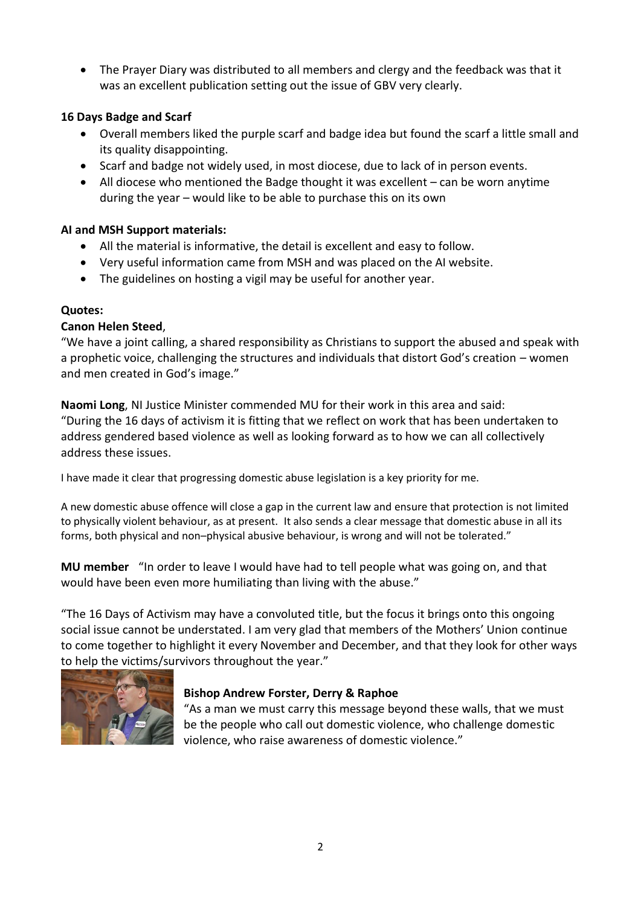- The Prayer Diary was distributed to all members and clergy and the feedback was that it was an excellent publication setting out the issue of GBV very clearly.

**16 Days Badge and Scarf**

- Overall members liked the purple scarf and badge idea but found the scarf a little small and its quality disappointing.
- Scarf and badge not widely used, in most diocese, due to lack of in person events.
- All diocese who mentioned the Badge thought it was excellent – can be worn anytime during the year – would like to be able to purchase this on its own

**AI and MSH Support materials:**

- All the material is informative, the detail is excellent and easy to follow.
- Very useful information came from MSH and was placed on the AI website.
- The guidelines on hosting a vigil may be useful for another year.

**Quotes:**

**Canon Helen Steed**,

"We have a joint calling, a shared responsibility as Christians to support the abused and speak with a prophetic voice, challenging the structures and individuals that distort God's creation – women and men created in God's image."

**Naomi Long**, NI Justice Minister commended MU for their work in this area and said:
"During the 16 days of activism it is fitting that we reflect on work that has been undertaken to address gendered based violence as well as looking forward as to how we can all collectively address these issues.

I have made it clear that progressing domestic abuse legislation is a key priority for me.

A new domestic abuse offence will close a gap in the current law and ensure that protection is not limited to physically violent behaviour, as at present. It also sends a clear message that domestic abuse in all its forms, both physical and non–physical abusive behaviour, is wrong and will not be tolerated."

**MU member** "In order to leave I would have had to tell people what was going on, and that would have been even more humiliating than living with the abuse."

"The 16 Days of Activism may have a convoluted title, but the focus it brings onto this ongoing social issue cannot be understated. I am very glad that members of the Mothers' Union continue to come together to highlight it every November and December, and that they look for other ways to help the victims/survivors throughout the year."

**Bishop Andrew Forster, Derry & Raphoe**

"As a man we must carry this message beyond these walls, that we must be the people who call out domestic violence, who challenge domestic violence, who raise awareness of domestic violence."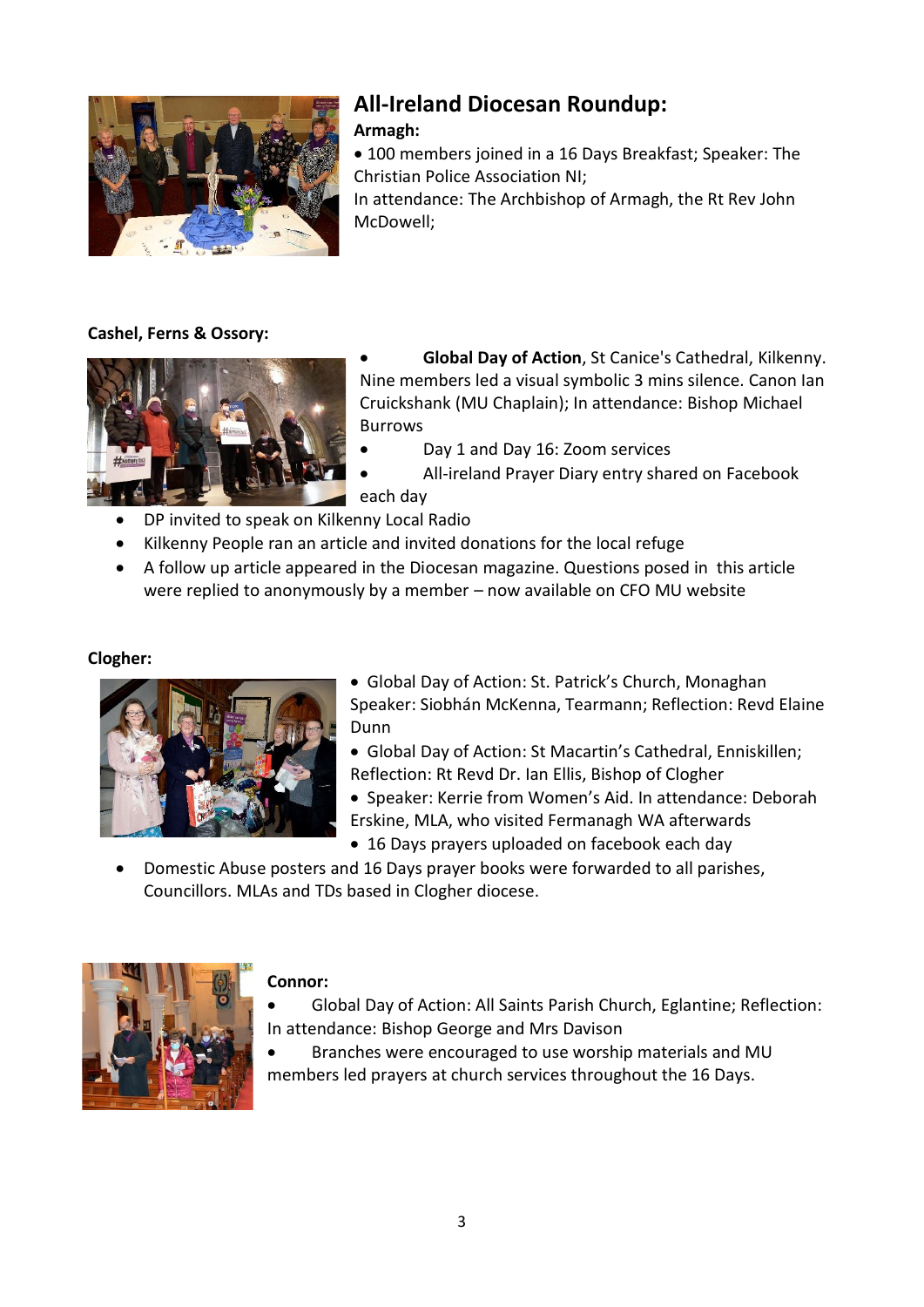## All-Ireland Diocesan Roundup:

**Armagh:**

- 100 members joined in a 16 Days Breakfast; Speaker: The Christian Police Association NI;

In attendance: The Archbishop of Armagh, the Rt Rev John McDowell;

**Cashel, Ferns & Ossory:**

- **Global Day of Action**, St Canice's Cathedral, Kilkenny. Nine members led a visual symbolic 3 mins silence. Canon Ian Cruickshank (MU Chaplain); In attendance: Bishop Michael Burrows
- Day 1 and Day 16: Zoom services
- All-ireland Prayer Diary entry shared on Facebook each day
- DP invited to speak on Kilkenny Local Radio
- Kilkenny People ran an article and invited donations for the local refuge
- A follow up article appeared in the Diocesan magazine. Questions posed in this article were replied to anonymously by a member – now available on CFO MU website

**Clogher:**

- Global Day of Action: St. Patrick's Church, Monaghan Speaker: Siobhán McKenna, Tearmann; Reflection: Revd Elaine Dunn
- Global Day of Action: St Macartin's Cathedral, Enniskillen; Reflection: Rt Revd Dr. Ian Ellis, Bishop of Clogher
- Speaker: Kerrie from Women's Aid. In attendance: Deborah Erskine, MLA, who visited Fermanagh WA afterwards
- 16 Days prayers uploaded on facebook each day
- Domestic Abuse posters and 16 Days prayer books were forwarded to all parishes, Councillors. MLAs and TDs based in Clogher diocese.

**Connor:**

- Global Day of Action: All Saints Parish Church, Eglantine; Reflection: In attendance: Bishop George and Mrs Davison
- Branches were encouraged to use worship materials and MU members led prayers at church services throughout the 16 Days.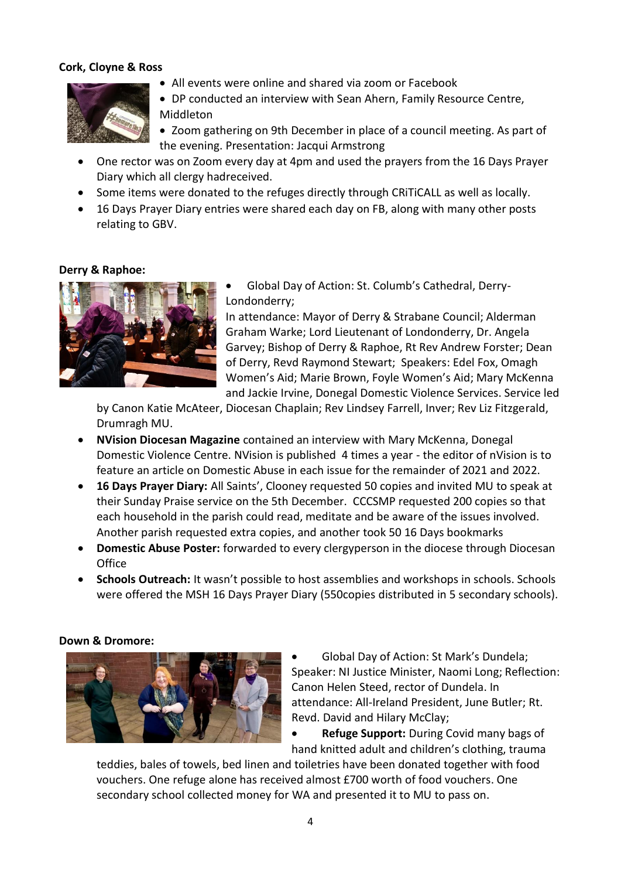**Cork, Cloyne & Ross**

- All events were online and shared via zoom or Facebook
- DP conducted an interview with Sean Ahern, Family Resource Centre, Middleton
- Zoom gathering on 9th December in place of a council meeting. As part of the evening. Presentation: Jacqui Armstrong
- One rector was on Zoom every day at 4pm and used the prayers from the 16 Days Prayer Diary which all clergy hadreceived.
- Some items were donated to the refuges directly through CRiTiCALL as well as locally.
- 16 Days Prayer Diary entries were shared each day on FB, along with many other posts relating to GBV.

**Derry & Raphoe:**

- Global Day of Action: St. Columb's Cathedral, Derry-Londonderry;
  In attendance: Mayor of Derry & Strabane Council; Alderman Graham Warke; Lord Lieutenant of Londonderry, Dr. Angela Garvey; Bishop of Derry & Raphoe, Rt Rev Andrew Forster; Dean of Derry, Revd Raymond Stewart; Speakers: Edel Fox, Omagh Women's Aid; Marie Brown, Foyle Women's Aid; Mary McKenna and Jackie Irvine, Donegal Domestic Violence Services. Service led by Canon Katie McAteer, Diocesan Chaplain; Rev Lindsey Farrell, Inver; Rev Liz Fitzgerald, Drumragh MU.
- **NVision Diocesan Magazine** contained an interview with Mary McKenna, Donegal Domestic Violence Centre. NVision is published 4 times a year - the editor of nVision is to feature an article on Domestic Abuse in each issue for the remainder of 2021 and 2022.
- **16 Days Prayer Diary:** All Saints', Clooney requested 50 copies and invited MU to speak at their Sunday Praise service on the 5th December. CCCSMP requested 200 copies so that each household in the parish could read, meditate and be aware of the issues involved. Another parish requested extra copies, and another took 50 16 Days bookmarks
- **Domestic Abuse Poster:** forwarded to every clergyperson in the diocese through Diocesan Office
- **Schools Outreach:** It wasn't possible to host assemblies and workshops in schools. Schools were offered the MSH 16 Days Prayer Diary (550copies distributed in 5 secondary schools).

**Down & Dromore:**

- Global Day of Action: St Mark's Dundela; Speaker: NI Justice Minister, Naomi Long; Reflection: Canon Helen Steed, rector of Dundela. In attendance: All-Ireland President, June Butler; Rt. Revd. David and Hilary McClay;
- **Refuge Support:** During Covid many bags of hand knitted adult and children's clothing, trauma teddies, bales of towels, bed linen and toiletries have been donated together with food vouchers. One refuge alone has received almost £700 worth of food vouchers. One secondary school collected money for WA and presented it to MU to pass on.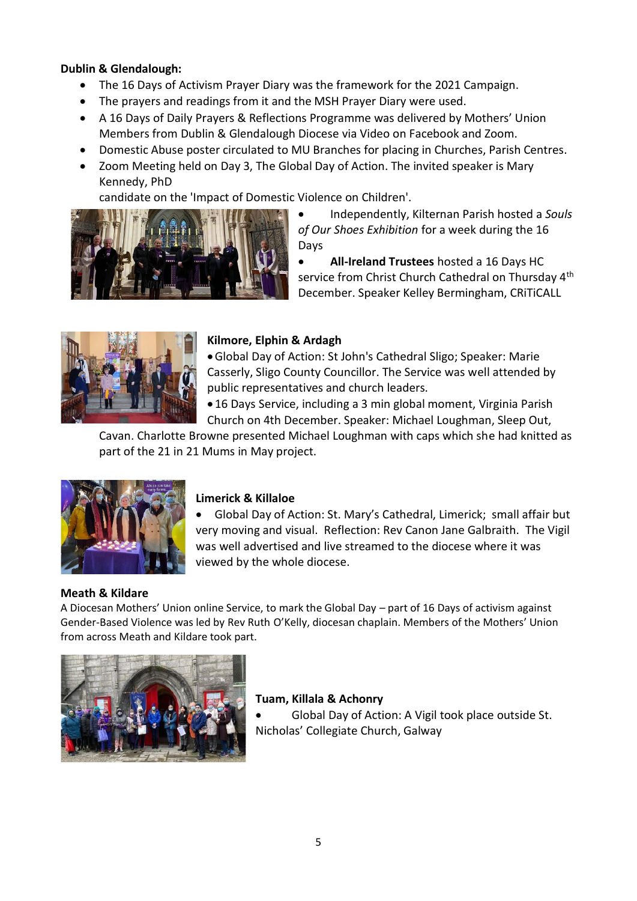**Dublin & Glendalough:**

- The 16 Days of Activism Prayer Diary was the framework for the 2021 Campaign.
- The prayers and readings from it and the MSH Prayer Diary were used.
- A 16 Days of Daily Prayers & Reflections Programme was delivered by Mothers' Union Members from Dublin & Glendalough Diocese via Video on Facebook and Zoom.
- Domestic Abuse poster circulated to MU Branches for placing in Churches, Parish Centres.
- Zoom Meeting held on Day 3, The Global Day of Action. The invited speaker is Mary Kennedy, PhD candidate on the 'Impact of Domestic Violence on Children'.
- Independently, Kilternan Parish hosted a *Souls of Our Shoes Exhibition* for a week during the 16 Days
- **All-Ireland Trustees** hosted a 16 Days HC service from Christ Church Cathedral on Thursday 4th December. Speaker Kelley Bermingham, CRiTiCALL

**Kilmore, Elphin & Ardagh**

- Global Day of Action: St John's Cathedral Sligo; Speaker: Marie Casserly, Sligo County Councillor. The Service was well attended by public representatives and church leaders.
- 16 Days Service, including a 3 min global moment, Virginia Parish Church on 4th December. Speaker: Michael Loughman, Sleep Out, Cavan. Charlotte Browne presented Michael Loughman with caps which she had knitted as part of the 21 in 21 Mums in May project.

**Limerick & Killaloe**

- Global Day of Action: St. Mary's Cathedral, Limerick; small affair but very moving and visual. Reflection: Rev Canon Jane Galbraith. The Vigil was well advertised and live streamed to the diocese where it was viewed by the whole diocese.

**Meath & Kildare**

A Diocesan Mothers' Union online Service, to mark the Global Day – part of 16 Days of activism against Gender-Based Violence was led by Rev Ruth O'Kelly, diocesan chaplain. Members of the Mothers' Union from across Meath and Kildare took part.

**Tuam, Killala & Achonry**

- Global Day of Action: A Vigil took place outside St. Nicholas' Collegiate Church, Galway